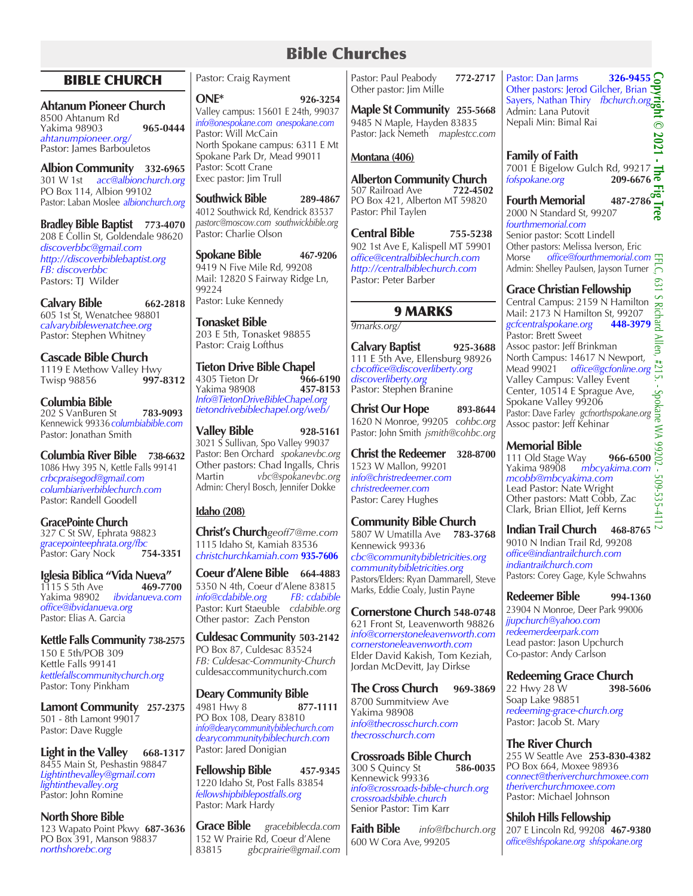# Bible Churches

## BIBLE CHURCH

**Ahtanum Pioneer Church**
8500 Ahtanum Rd
Yakima 98903 **965-0444**
*ahtanumpioneer.org/*
Pastor: James Barbouletos

**Albion Community** **332-6965**
301 W 1st *acc@albionchurch.org*
PO Box 114, Albion 99102
Pastor: Laban Moslee *albionchurch.org*

**Bradley Bible Baptist** **773-4070**
208 E Collin St, Goldendale 98620
*discoverbbc@gmail.com*
*http://discoverbiblebaptist.org*
*FB: discoverbbc*
Pastors: TJ Wilder

**Calvary Bible** **662-2818**
605 1st St, Wenatchee 98801
*calvarybiblewenatchee.org*
Pastor: Stephen Whitney

**Cascade Bible Church**
1119 E Methow Valley Hwy
Twisp 98856 **997-8312**

**Columbia Bible**
202 S VanBuren St **783-9093**
Kennewick 99336 *columbiabible.com*
Pastor: Jonathan Smith

**Columbia River Bible** **738-6632**
1086 Hwy 395 N, Kettle Falls 99141
*crbcpraisegod@gmail.com*
*columbiariverbiblechurch.com*
Pastor: Randell Goodell

**GracePointe Church**
327 C St SW, Ephrata 98823
*gracepointeephrata.org/fbc*
Pastor: Gary Nock **754-3351**

**Iglesia Biblica "Vida Nueva"**
1115 S 5th Ave **469-7700**
Yakima 98902 *ibvidanueva.com*
*office@ibvidanueva.org*
Pastor: Elias A. Garcia

**Kettle Falls Community** **738-2575**
150 E 5th/POB 309
Kettle Falls 99141
*kettlefallscommunitychurch.org*
Pastor: Tony Pinkham

**Lamont Community** **257-2375**
501 - 8th Lamont 99017
Pastor: Dave Ruggle

**Light in the Valley** **668-1317**
8455 Main St, Peshastin 98847
*Lightinthevalley@gmail.com*
*lightinthevalley.org*
Pastor: John Romine

**North Shore Bible**
123 Wapato Point Pkwy **687-3636**
PO Box 391, Manson 98837
*northshorebc.org*
Pastor: Craig Rayment

**ONE*** **926-3254**
Valley campus: 15601 E 24th, 99037
*info@onespokane.com onespokane.com*
Pastor: Will McCain
North Spokane campus: 6311 E Mt Spokane Park Dr, Mead 99011
Pastor: Scott Crane
Exec pastor: Jim Trull

**Southwick Bible** **289-4867**
4012 Southwick Rd, Kendrick 83537
*pastorc@moscow.com southwickbible.org*
Pastor: Charlie Olson

**Spokane Bible** **467-9206**
9419 N Five Mile Rd, 99208
Mail: 12820 S Fairway Ridge Ln, 99224
Pastor: Luke Kennedy

**Tonasket Bible**
203 E 5th, Tonasket 98855
Pastor: Craig Lofthus

**Tieton Drive Bible Chapel**
4305 Tieton Dr **966-6190**
Yakima 98908 **457-8153**
*Info@TietonDriveBibleChapel.org*
*tietondrivebiblechapel.org/web/*

**Valley Bible** **928-5161**
3021 S Sullivan, Spo Valley 99037
Pastor: Ben Orchard *spokanevbc.org*
Other pastors: Chad Ingalls, Chris Martin *vbc@spokanevbc.org*
Admin: Cheryl Bosch, Jennifer Dokke

**Idaho (208)**

**Christ's Church** *geoff7@me.com*
1115 Idaho St, Kamiah 83536
*christchurchkamiah.com* **935-7606**

**Coeur d'Alene Bible** **664-4883**
5350 N 4th, Coeur d'Alene 83815
*info@cdabible.org* *FB: cdabible*
Pastor: Kurt Staeuble *cdabible.org*
Other pastor: Zach Penston

**Culdesac Community** **503-2142**
PO Box 87, Culdesac 83524
*FB: Culdesac-Community-Church*
culdesaccommunitychurch.com

**Deary Community Bible**
4981 Hwy 8 **877-1111**
PO Box 108, Deary 83810
*info@dearycommunitybiblechurch.com*
*dearycommunitybiblechurch.com*
Pastor: Jared Donigian

**Fellowship Bible** **457-9345**
1220 Idaho St, Post Falls 83854
*fellowshipbiblepostfalls.org*
Pastor: Mark Hardy

**Grace Bible** *gracebiblecda.com*
152 W Prairie Rd, Coeur d'Alene 83815 *gbcprairie@gmail.com*
Pastor: Paul Peabody **772-2717**
Other pastor: Jim Mille

**Maple St Community** **255-5668**
9485 N Maple, Hayden 83835
Pastor: Jack Nemeth *maplestcc.com*

**Montana (406)**

**Alberton Community Church**
507 Railroad Ave **722-4502**
PO Box 421, Alberton MT 59820
Pastor: Phil Taylen

**Central Bible** **755-5238**
902 1st Ave E, Kalispell MT 59901
*office@centralbiblechurch.com*
*http://centralbiblechurch.com*
Pastor: Peter Barber

## 9 MARKS

*9marks.org/*

**Calvary Baptist** **925-3688**
111 E 5th Ave, Ellensburg 98926
*cbcoffice@discoverliberty.org*
*discoverliberty.org*
Pastor: Stephen Branine

**Christ Our Hope** **893-8644**
1620 N Monroe, 99205 *cohbc.org*
Pastor: John Smith *jsmith@cohbc.org*

**Christ the Redeemer** **328-8700**
1523 W Mallon, 99201
*info@christredeemer.com*
*christredeemer.com*
Pastor: Carey Hughes

**Community Bible Church**
5807 W Umatilla Ave **783-3768**
Kennewick 99336
*cbc@communitybibletricities.org*
*communitybibletricities.org*
Pastors/Elders: Ryan Dammarell, Steve Marks, Eddie Coaly, Justin Payne

**Cornerstone Church** **548-0748**
621 Front St, Leavenworth 98826
*info@cornerstoneleavenworth.com*
*cornerstoneleavenworth.com*
Elder David Kakish, Tom Keziah, Jordan McDevitt, Jay Dirkse

**The Cross Church** **969-3869**
8700 Summitview Ave
Yakima 98908
*info@thecrosschurch.com*
*thecrosschurch.com*

**Crossroads Bible Church**
300 S Quincy St **586-0035**
Kennewick 99336
*info@crossroads-bible-church.org*
*crossroadsbible.church*
Senior Pastor: Tim Karr

**Faith Bible** *info@fbchurch.org*
600 W Cora Ave, 99205
Pastor: Dan Jarms **326-9455**
Other pastors: Jerod Gilcher, Brian Sayers, Nathan Thiry *fbchurch.org*
Admin: Lana Putovit
Nepali Min: Bimal Rai

**Family of Faith**
7001 E Bigelow Gulch Rd, 99217
*fofspokane.org* **209-6676**

**Fourth Memorial** **487-2786**
2000 N Standard St, 99207
*fourthmemorial.com*
Senior pastor: Scott Lindell
Other pastors: Melissa Iverson, Eric Morse *office@fourthmemorial.com*
Admin: Shelley Paulsen, Jayson Turner

**Grace Christian Fellowship**
Central Campus: 2159 N Hamilton
Mail: 2173 N Hamilton St, 99207
*gcfcentralspokane.org* **448-3979**
Pastor: Brett Sweet
Assoc pastor: Jeff Brinkman
North Campus: 14617 N Newport, Mead 99021 *office@gcfonline.org*
Valley Campus: Valley Event Center, 10514 E Sprague Ave, Spokane Valley 99206
Pastor: Dave Farley *gcfnorthspokane.org*
Assoc pastor: Jeff Kehinar

**Memorial Bible**
111 Old Stage Way **966-6500**
Yakima 98908 *mbcyakima.com*
*mcobb@mbcyakima.com*
Lead Pastor: Nate Wright
Other pastors: Matt Cobb, Zac Clark, Brian Elliot, Jeff Kerns

**Indian Trail Church** **468-8765**
9010 N Indian Trail Rd, 99208
*office@indiantrailchurch.com*
*indiantrailchurch.com*
Pastors: Corey Gage, Kyle Schwahns

**Redeemer Bible** **994-1360**
23904 N Monroe, Deer Park 99006
*jjupchurch@yahoo.com*
*redeemerdeerpark.com*
Lead pastor: Jason Upchurch
Co-pastor: Andy Carlson

**Redeeming Grace Church**
22 Hwy 28 W **398-5606**
Soap Lake 98851
*redeeming-grace-church.org*
Pastor: Jacob St. Mary

**The River Church**
255 W Seattle Ave **253-830-4382**
PO Box 664, Moxee 98936
*connect@theriverchurchmoxee.com*
*theriverchurchmoxee.com*
Pastor: Michael Johnson

**Shiloh Hills Fellowship**
207 E Lincoln Rd, 99208 **467-9380**
*office@shfspokane.org shfspokane.org*

**Copyright © 2021 - The Fig Tree**
EFLC, 631 S Richard Allen, #215 - Spokane WA 99202 - 509-535-4112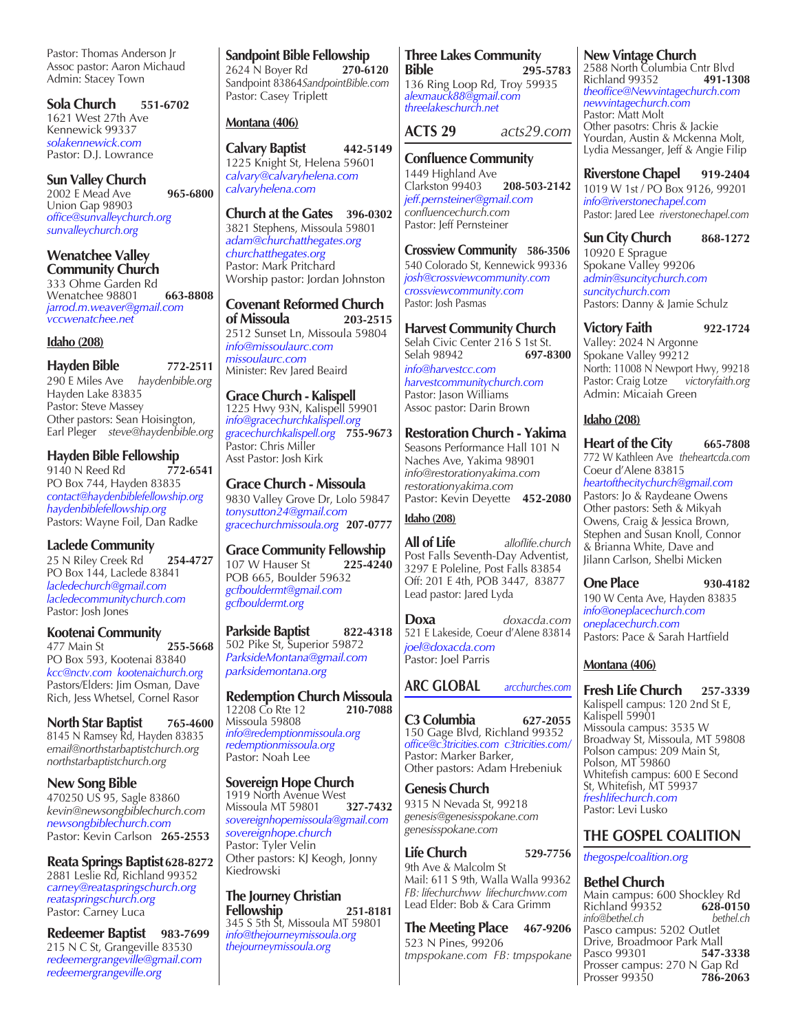Pastor: Thomas Anderson Jr
Assoc pastor: Aaron Michaud
Admin: Stacey Town

**Sola Church** 551-6702
1621 West 27th Ave
Kennewick 99337
*solakennewick.com*
Pastor: D.J. Lowrance

**Sun Valley Church** 965-6800
2002 E Mead Ave
Union Gap 98903
*office@sunvalleychurch.org*
*sunvalleychurch.org*

**Wenatchee Valley Community Church**
333 Ohme Garden Rd
Wenatchee 98801 663-8808
*jarrod.m.weaver@gmail.com*
*vccwenatchee.net*

## Idaho (208)

**Hayden Bible** 772-2511
290 E Miles Ave *haydenbible.org*
Hayden Lake 83835
Pastor: Steve Massey
Other pastors: Sean Hoisington, Earl Pleger *steve@haydenbible.org*

**Hayden Bible Fellowship**
9140 N Reed Rd 772-6541
PO Box 744, Hayden 83835
*contact@haydenbiblefellowship.org*
*haydenbiblefellowship.org*
Pastors: Wayne Foil, Dan Radke

**Laclede Community**
25 N Riley Creek Rd 254-4727
PO Box 144, Laclede 83841
*lacledechurch@gmail.com*
*lacledecommunitychurch.com*
Pastor: Josh Jones

**Kootenai Community**
477 Main St 255-5668
PO Box 593, Kootenai 83840
*kcc@nctv.com kootenaichurch.org*
Pastors/Elders: Jim Osman, Dave Rich, Jess Whetsel, Cornel Rasor

**North Star Baptist** 765-4600
8145 N Ramsey Rd, Hayden 83835
*email@northstarbaptistchurch.org*
*northstarbaptistchurch.org*

**New Song Bible**
470250 US 95, Sagle 83860
*kevin@newsongbiblechurch.com*
*newsongbiblechurch.com*
Pastor: Kevin Carlson 265-2553

**Reata Springs Baptist** 628-8272
2881 Leslie Rd, Richland 99352
*carney@reataspringschurch.org*
*reataspringschurch.org*
Pastor: Carney Luca

**Redeemer Baptist** 983-7699
215 N C St, Grangeville 83530
*redeemergrangeville@gmail.com*
*redeemergrangeville.org*

**Sandpoint Bible Fellowship**
2624 N Boyer Rd 270-6120
Sandpoint 83864 *SandpointBible.com*
Pastor: Casey Triplett

## Montana (406)

**Calvary Baptist** 442-5149
1225 Knight St, Helena 59601
*calvary@calvaryhelena.com*
*calvaryhelena.com*

**Church at the Gates** 396-0302
3821 Stephens, Missoula 59801
*adam@churchatthegates.org*
*churchatthegates.org*
Pastor: Mark Pritchard
Worship pastor: Jordan Johnston

**Covenant Reformed Church of Missoula** 203-2515
2512 Sunset Ln, Missoula 59804
*info@missoulaurc.com*
*missoulaurc.com*
Minister: Rev Jared Beaird

**Grace Church - Kalispell**
1225 Hwy 93N, Kalispell 59901
*info@gracechurchkalispell.org*
*gracechurchkalispell.org* 755-9673
Pastor: Chris Miller
Asst Pastor: Josh Kirk

**Grace Church - Missoula**
9830 Valley Grove Dr, Lolo 59847
*tonysutton24@gmail.com*
*gracechurchmissoula.org* 207-0777

**Grace Community Fellowship**
107 W Hauser St 225-4240
POB 665, Boulder 59632
*gcfbouldermt@gmail.com*
*gcfbouldermt.org*

**Parkside Baptist** 822-4318
502 Pike St, Superior 59872
*ParksideMontana@gmail.com*
*parksidemontana.org*

**Redemption Church Missoula**
12208 Co Rte 12 210-7088
Missoula 59808
*info@redemptionmissoula.org*
*redemptionmissoula.org*
Pastor: Noah Lee

**Sovereign Hope Church**
1919 North Avenue West
Missoula MT 59801 327-7432
*sovereignhopemissoula@gmail.com*
*sovereignhope.church*
Pastor: Tyler Velin
Other pastors: KJ Keogh, Jonny Kiedrowski

**The Journey Christian Fellowship** 251-8181
345 S 5th St, Missoula MT 59801
*info@thejourneymissoula.org*
*thejourneymissoula.org*

**Three Lakes Community Bible** 295-5783
136 Ring Loop Rd, Troy 59935
*alexmauck88@gmail.com*
*threelakeschurch.net*

## ACTS 29 *acts29.com*

**Confluence Community**
1449 Highland Ave
Clarkston 99403 208-503-2142
*jeff.pernsteiner@gmail.com*
*confluencechurch.com*
Pastor: Jeff Pernsteiner

**Crossview Community** 586-3506
540 Colorado St, Kennewick 99336
*josh@crossviewcommunity.com*
*crossviewcommunity.com*
Pastor: Josh Pasmas

**Harvest Community Church**
Selah Civic Center 216 S 1st St.
Selah 98942 697-8300
*info@harvestcc.com*
*harvestcommunitychurch.com*
Pastor: Jason Williams
Assoc pastor: Darin Brown

**Restoration Church - Yakima**
Seasons Performance Hall 101 N Naches Ave, Yakima 98901
*info@restorationyakima.com*
*restorationyakima.com*
Pastor: Kevin Deyette 452-2080

## Idaho (208)

**All of Life** *alloflife.church*
Post Falls Seventh-Day Adventist, 3297 E Poleline, Post Falls 83854
Off: 201 E 4th, POB 3447, 83877
Lead pastor: Jared Lyda

**Doxa** *doxacda.com*
521 E Lakeside, Coeur d'Alene 83814
*joel@doxacda.com*
Pastor: Joel Parris

## ARC GLOBAL *arcchurches.com*

**C3 Columbia** 627-2055
150 Gage Blvd, Richland 99352
*office@c3tricities.com c3tricities.com/*
Pastor: Marker Barker,
Other pastors: Adam Hrebeniuk

**Genesis Church**
9315 N Nevada St, 99218
*genesis@genesisspokane.com*
*genesisspokane.com*

**Life Church** 529-7756
9th Ave & Malcolm St
Mail: 611 S 9th, Walla Walla 99362
*FB: lifechurchww lifechurchww.com*
Lead Elder: Bob & Cara Grimm

**The Meeting Place** 467-9206
523 N Pines, 99206
*tmpspokane.com FB: tmpspokane*

**New Vintage Church**
2588 North Columbia Cntr Blvd
Richland 99352 491-1308
*theoffice@Newvintagechurch.com*
*newvintagechurch.com*
Pastor: Matt Molt
Other pasotrs: Chris & Jackie Yourdan, Austin & Mckenna Molt, Lydia Messanger, Jeff & Angie Filip

**Riverstone Chapel** 919-2404
1019 W 1st / PO Box 9126, 99201
*info@riverstonechapel.com*
Pastor: Jared Lee *riverstonechapel.com*

**Sun City Church** 868-1272
10920 E Sprague
Spokane Valley 99206
*admin@suncitychurch.com*
*suncitychurch.com*
Pastors: Danny & Jamie Schulz

**Victory Faith** 922-1724
Valley: 2024 N Argonne
Spokane Valley 99212
North: 11008 N Newport Hwy, 99218
Pastor: Craig Lotze *victoryfaith.org*
Admin: Micaiah Green

## Idaho (208)

**Heart of the City** 665-7808
772 W Kathleen Ave *theheartcda.com*
Coeur d'Alene 83815
*heartofthecitychurch@gmail.com*
Pastors: Jo & Raydeane Owens
Other pastors: Seth & Mikyah Owens, Craig & Jessica Brown, Stephen and Susan Knoll, Connor & Brianna White, Dave and Jilann Carlson, Shelbi Micken

**One Place** 930-4182
190 W Centa Ave, Hayden 83835
*info@oneplacechurch.com*
*oneplacechurch.com*
Pastors: Pace & Sarah Hartfield

## Montana (406)

**Fresh Life Church** 257-3339
Kalispell campus: 120 2nd St E, Kalispell 59901
Missoula campus: 3535 W Broadway St, Missoula, MT 59808
Polson campus: 209 Main St, Polson, MT 59860
Whitefish campus: 600 E Second St, Whitefish, MT 59937
*freshlifechurch.com*
Pastor: Levi Lusko

## THE GOSPEL COALITION

*thegospelcoalition.org*

**Bethel Church**
Main campus: 600 Shockley Rd
Richland 99352 628-0150
*info@bethel.ch bethel.ch*
Pasco campus: 5202 Outlet Drive, Broadmoor Park Mall
Pasco 99301 547-3338
Prosser campus: 270 N Gap Rd
Prosser 99350 786-2063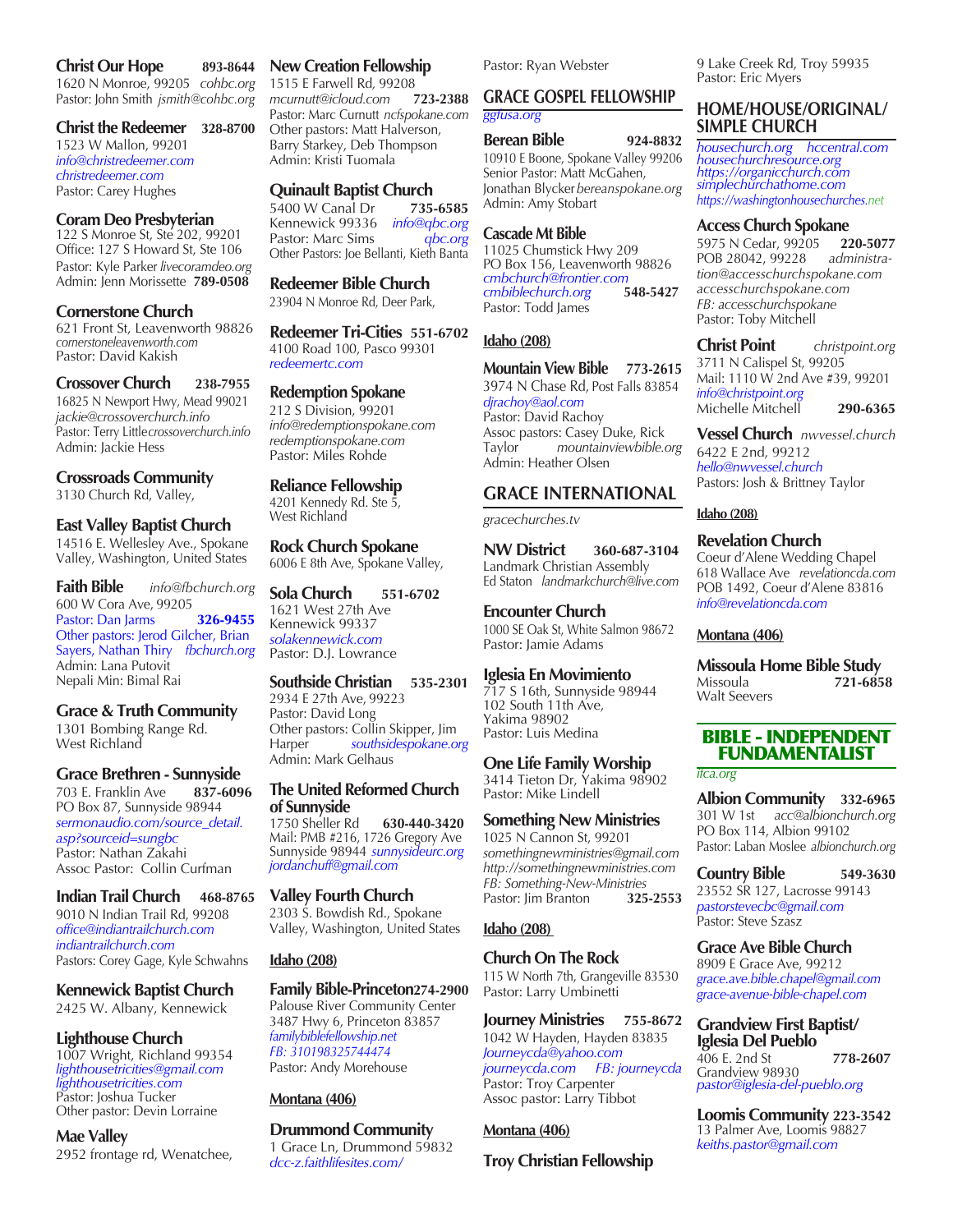**Christ Our Hope** 893-8644
1620 N Monroe, 99205 *cohbc.org*
Pastor: John Smith *jsmith@cohbc.org*

**Christ the Redeemer** 328-8700
1523 W Mallon, 99201
*info@christredeemer.com*
*christredeemer.com*
Pastor: Carey Hughes

**Coram Deo Presbyterian**
122 S Monroe St, Ste 202, 99201
Office: 127 S Howard St, Ste 106
Pastor: Kyle Parker *livecoramdeo.org*
Admin: Jenn Morissette **789-0508**

**Cornerstone Church**
621 Front St, Leavenworth 98826
*cornerstoneleavenworth.com*
Pastor: David Kakish

**Crossover Church** 238-7955
16825 N Newport Hwy, Mead 99021
*jackie@crossoverchurch.info*
Pastor: Terry Little *crossoverchurch.info*
Admin: Jackie Hess

**Crossroads Community**
3130 Church Rd, Valley,

**East Valley Baptist Church**
14516 E. Wellesley Ave., Spokane Valley, Washington, United States

**Faith Bible** *info@fbchurch.org*
600 W Cora Ave, 99205
Pastor: Dan Jarms **326-9455**
Other pastors: Jerod Gilcher, Brian Sayers, Nathan Thiry *fbchurch.org*
Admin: Lana Putovit
Nepali Min: Bimal Rai

**Grace & Truth Community**
1301 Bombing Range Rd.
West Richland

**Grace Brethren - Sunnyside**
703 E. Franklin Ave **837-6096**
PO Box 87, Sunnyside 98944
*sermonaudio.com/source_detail.asp?sourceid=sungbc*
Pastor: Nathan Zakahi
Assoc Pastor: Collin Curfman

**Indian Trail Church** 468-8765
9010 N Indian Trail Rd, 99208
*office@indiantrailchurch.com*
*indiantrailchurch.com*
Pastors: Corey Gage, Kyle Schwahns

**Kennewick Baptist Church**
2425 W. Albany, Kennewick

**Lighthouse Church**
1007 Wright, Richland 99354
*lighthousetricities@gmail.com*
*lighthousetricities.com*
Pastor: Joshua Tucker
Other pastor: Devin Lorraine

**Mae Valley**
2952 frontage rd, Wenatchee,

**New Creation Fellowship**
1515 E Farwell Rd, 99208
*mcurnutt@icloud.com* **723-2388**
Pastor: Marc Curnutt *ncfspokane.com*
Other pastors: Matt Halverson, Barry Starkey, Deb Thompson
Admin: Kristi Tuomala

**Quinault Baptist Church**
5400 W Canal Dr **735-6585**
Kennewick 99336 *info@qbc.org*
Pastor: Marc Sims *qbc.org*
Other Pastors: Joe Bellanti, Kieth Banta

**Redeemer Bible Church**
23904 N Monroe Rd, Deer Park,

**Redeemer Tri-Cities** 551-6702
4100 Road 100, Pasco 99301
*redeemertc.com*

**Redemption Spokane**
212 S Division, 99201
*info@redemptionspokane.com*
*redemptionspokane.com*
Pastor: Miles Rohde

**Reliance Fellowship**
4201 Kennedy Rd. Ste 5,
West Richland

**Rock Church Spokane**
6006 E 8th Ave, Spokane Valley,

**Sola Church** 551-6702
1621 West 27th Ave
Kennewick 99337
*solakennewick.com*
Pastor: D.J. Lowrance

**Southside Christian** 535-2301
2934 E 27th Ave, 99223
Pastor: David Long
Other pastors: Collin Skipper, Jim Harper *southsidespokane.org*
Admin: Mark Gelhaus

**The United Reformed Church of Sunnyside**
1750 Sheller Rd **630-440-3420**
Mail: PMB #216, 1726 Gregory Ave
Sunnyside 98944 *sunnysideurc.org*
*jordanchuff@gmail.com*

**Valley Fourth Church**
2303 S. Bowdish Rd., Spokane Valley, Washington, United States

**Idaho (208)**

**Family Bible-Princeton** 274-2900
Palouse River Community Center
3487 Hwy 6, Princeton 83857
*familybiblefellowship.net*
*FB: 310198325744474*
Pastor: Andy Morehouse

**Montana (406)**

**Drummond Community**
1 Grace Ln, Drummond 59832
*dcc-z.faithlifesites.com/*

Pastor: Ryan Webster

## GRACE GOSPEL FELLOWSHIP

*ggfusa.org*

**Berean Bible** 924-8832
10910 E Boone, Spokane Valley 99206
Senior Pastor: Matt McGahen,
Jonathan Blycker *bereanspokane.org*
Admin: Amy Stobart

**Cascade Mt Bible**
11025 Chumstick Hwy 209
PO Box 156, Leavenworth 98826
*cmbchurch@frontier.com*
*cmbiblechurch.org* **548-5427**
Pastor: Todd James

**Idaho (208)**

**Mountain View Bible** 773-2615
3974 N Chase Rd, Post Falls 83854
*djrachoy@aol.com*
Pastor: David Rachoy
Assoc pastors: Casey Duke, Rick Taylor *mountainviewbible.org*
Admin: Heather Olsen

## GRACE INTERNATIONAL

*gracechurches.tv*

**NW District** 360-687-3104
Landmark Christian Assembly
Ed Staton *landmarkchurch@live.com*

**Encounter Church**
1000 SE Oak St, White Salmon 98672
Pastor: Jamie Adams

**Iglesia En Movimiento**
717 S 16th, Sunnyside 98944
102 South 11th Ave,
Yakima 98902
Pastor: Luis Medina

**One Life Family Worship**
3414 Tieton Dr, Yakima 98902
Pastor: Mike Lindell

**Something New Ministries**
1025 N Cannon St, 99201
*somethingnewministries@gmail.com*
*http://somethingnewministries.com*
*FB: Something-New-Ministries*
Pastor: Jim Branton **325-2553**

**Idaho (208)**

**Church On The Rock**
115 W North 7th, Grangeville 83530
Pastor: Larry Umbinetti

**Journey Ministries** 755-8672
1042 W Hayden, Hayden 83835
*Journeycda@yahoo.com*
*journeycda.com* *FB: journeycda*
Pastor: Troy Carpenter
Assoc pastor: Larry Tibbot

**Montana (406)**

**Troy Christian Fellowship**
9 Lake Creek Rd, Troy 59935
Pastor: Eric Myers

## HOME/HOUSE/ORIGINAL/SIMPLE CHURCH

*housechurch.org* *hccentral.com*
*housechurchresource.org*
*https://organicchurch.com*
*simplechurchathome.com*
*https://washingtonhousechurches.net*

**Access Church Spokane**
5975 N Cedar, 99205 **220-5077**
POB 28042, 99228 *administration@accesschurchspokane.com*
*accesschurchspokane.com*
*FB: accesschurchspokane*
Pastor: Toby Mitchell

**Christ Point** *christpoint.org*
3711 N Calispel St, 99205
Mail: 1110 W 2nd Ave #39, 99201
*info@christpoint.org*
Michelle Mitchell **290-6365**

**Vessel Church** *nwvessel.church*
6422 E 2nd, 99212
*hello@nwvessel.church*
Pastors: Josh & Brittney Taylor

**Idaho (208)**

**Revelation Church**
Coeur d'Alene Wedding Chapel
618 Wallace Ave *revelationcda.com*
POB 1492, Coeur d'Alene 83816
*info@revelationcda.com*

**Montana (406)**

**Missoula Home Bible Study**
Missoula **721-6858**
Walt Seevers

## BIBLE - INDEPENDENT FUNDAMENTALIST

*ifca.org*

**Albion Community** 332-6965
301 W 1st *acc@albionchurch.org*
PO Box 114, Albion 99102
Pastor: Laban Moslee *albionchurch.org*

**Country Bible** 549-3630
23552 SR 127, Lacrosse 99143
*pastorstevecbc@gmail.com*
Pastor: Steve Szasz

**Grace Ave Bible Church**
8909 E Grace Ave, 99212
*grace.ave.bible.chapel@gmail.com*
*grace-avenue-bible-chapel.com*

**Grandview First Baptist/ Iglesia Del Pueblo**
406 E. 2nd St **778-2607**
Grandview 98930
*pastor@iglesia-del-pueblo.org*

**Loomis Community** 223-3542
13 Palmer Ave, Loomis 98827
*keiths.pastor@gmail.com*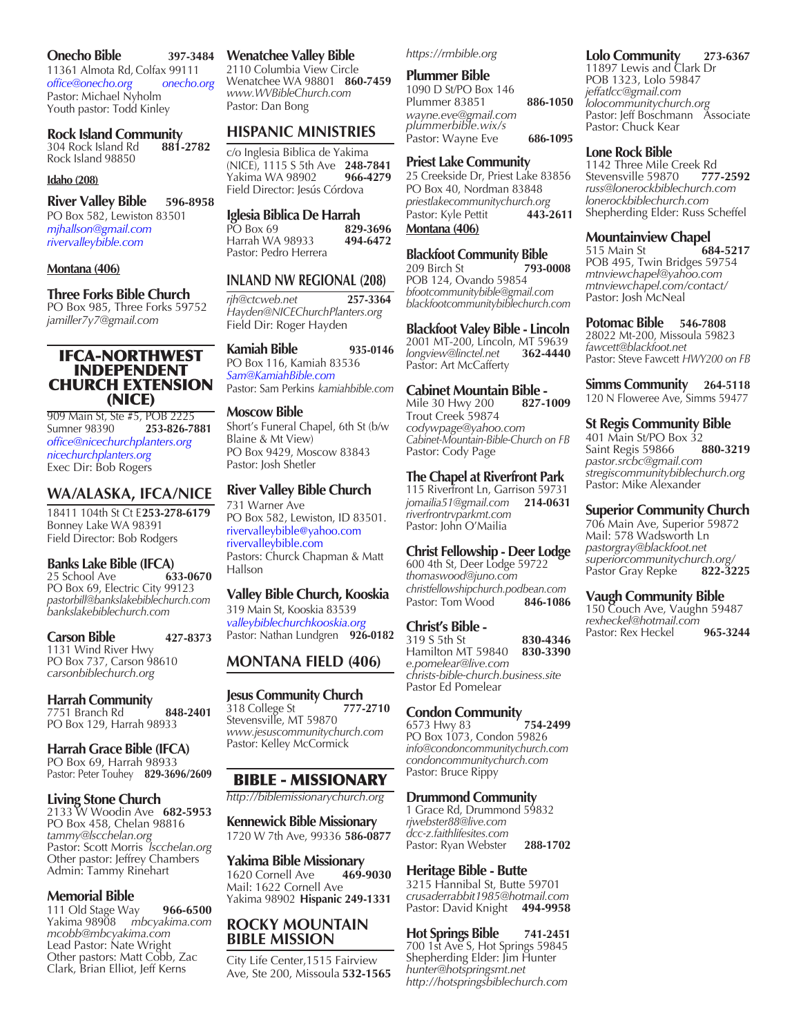**Onecho Bible** **397-3484**
11361 Almota Rd, Colfax 99111
*office@onecho.org* *onecho.org*
Pastor: Michael Nyholm
Youth pastor: Todd Kinley

**Rock Island Community**
304 Rock Island Rd **881-2782**
Rock Island 98850

**Idaho (208)**

**River Valley Bible** **596-8958**
PO Box 582, Lewiston 83501
*mjhallson@gmail.com*
*rivervalleybible.com*

**Montana (406)**

**Three Forks Bible Church**
PO Box 985, Three Forks 59752
*jamiller7y7@gmail.com*

## IFCA-NORTHWEST INDEPENDENT CHURCH EXTENSION (NICE)

909 Main St, Ste #5, POB 2225
Sumner 98390 **253-826-7881**
*office@nicechurchplanters.org*
*nicechurchplanters.org*
Exec Dir: Bob Rogers

## WA/ALASKA, IFCA/NICE

18411 104th St Ct E **253-278-6179**
Bonney Lake WA 98391
Field Director: Bob Rodgers

**Banks Lake Bible (IFCA)**
25 School Ave **633-0670**
PO Box 69, Electric City 99123
*pastorbill@bankslakebiblechurch.com*
*bankslakebiblechurch.com*

**Carson Bible** **427-8373**
1131 Wind River Hwy
PO Box 737, Carson 98610
*carsonbiblechurch.org*

**Harrah Community**
7751 Branch Rd **848-2401**
PO Box 129, Harrah 98933

**Harrah Grace Bible (IFCA)**
PO Box 69, Harrah 98933
Pastor: Peter Touhey **829-3696/2609**

**Living Stone Church**
2133 W Woodin Ave **682-5953**
PO Box 458, Chelan 98816
*tammy@lscchelan.org*
Pastor: Scott Morris *lscchelan.org*
Other pastor: Jeffrey Chambers
Admin: Tammy Rinehart

**Memorial Bible**
111 Old Stage Way **966-6500**
Yakima 98908 *mbcyakima.com*
*mcobb@mbcyakima.com*
Lead Pastor: Nate Wright
Other pastors: Matt Cobb, Zac Clark, Brian Elliot, Jeff Kerns

**Wenatchee Valley Bible**
2110 Columbia View Circle
Wenatchee WA 98801 **860-7459**
*www.WVBibleChurch.com*
Pastor: Dan Bong

## HISPANIC MINISTRIES

c/o Inglesia Biblica de Yakima (NICE), 1115 S 5th Ave **248-7841**
Yakima WA 98902 **966-4279**
Field Director: Jesús Córdova

**Iglesia Biblica De Harrah**
PO Box 69 **829-3696**
Harrah WA 98933 **494-6472**
Pastor: Pedro Herrera

## INLAND NW REGIONAL (208)

*rjh@ctcweb.net* **257-3364**
*Hayden@NICEChurchPlanters.org*
Field Dir: Roger Hayden

**Kamiah Bible** **935-0146**
PO Box 116, Kamiah 83536
*Sam@KamiahBible.com*
Pastor: Sam Perkins *kamiahbible.com*

**Moscow Bible**
Short's Funeral Chapel, 6th St (b/w Blaine & Mt View)
PO Box 9429, Moscow 83843
Pastor: Josh Shetler

**River Valley Bible Church**
731 Warner Ave
PO Box 582, Lewiston, ID 83501.
rivervalleybible@yahoo.com
rivervalleybible.com
Pastors: Churck Chapman & Matt Hallson

**Valley Bible Church, Kooskia**
319 Main St, Kooskia 83539
*valleybiblechurchkooskia.org*
Pastor: Nathan Lundgren **926-0182**

## MONTANA FIELD (406)

**Jesus Community Church**
318 College St **777-2710**
Stevensville, MT 59870
*www.jesuscommunitychurch.com*
Pastor: Kelley McCormick

## BIBLE - MISSIONARY

*http://biblemissionarychurch.org*

**Kennewick Bible Missionary**
1720 W 7th Ave, 99336 **586-0877**

**Yakima Bible Missionary**
1620 Cornell Ave **469-9030**
Mail: 1622 Cornell Ave
Yakima 98902 **Hispanic 249-1331**

## ROCKY MOUNTAIN BIBLE MISSION

City Life Center,1515 Fairview Ave, Ste 200, Missoula **532-1565**
*https://rmbible.org*

**Plummer Bible**
1090 D St/PO Box 146
Plummer 83851 **886-1050**
*wayne.eve@gmail.com*
*plummerbible.wix/s*
Pastor: Wayne Eve **686-1095**

**Priest Lake Community**
25 Creekside Dr, Priest Lake 83856
PO Box 40, Nordman 83848
*priestlakecommunitychurch.org*
Pastor: Kyle Pettit **443-2611**

**Montana (406)**

**Blackfoot Community Bible**
209 Birch St **793-0008**
POB 124, Ovando 59854
*bfootcommunitybible@gmail.com*
*blackfootcommunitybiblechurch.com*

**Blackfoot Valey Bible - Lincoln**
2001 MT-200, Lincoln, MT 59639
*longview@linctel.net* **362-4440**
Pastor: Art McCafferty

**Cabinet Mountain Bible -**
Mile 30 Hwy 200 **827-1009**
Trout Creek 59874
*codywpage@yahoo.com*
*Cabinet-Mountain-Bible-Church on FB*
Pastor: Cody Page

**The Chapel at Riverfront Park**
115 Riverfront Ln, Garrison 59731
*jomailia51@gmail.com* **214-0631**
*riverfrontrvparkmt.com*
Pastor: John O'Mailia

**Christ Fellowship - Deer Lodge**
600 4th St, Deer Lodge 59722
*thomaswood@juno.com*
*christfellowshipchurch.podbean.com*
Pastor: Tom Wood **846-1086**

**Christ's Bible -**
319 S 5th St **830-4346**
Hamilton MT 59840 **830-3390**
*e.pomelear@live.com*
*christs-bible-church.business.site*
Pastor Ed Pomelear

**Condon Community**
6573 Hwy 83 **754-2499**
PO Box 1073, Condon 59826
*info@condoncommunitychurch.com*
*condoncommunitychurch.com*
Pastor: Bruce Rippy

**Drummond Community**
1 Grace Rd, Drummond 59832
*rjwebster88@live.com*
*dcc-z.faithlifesites.com*
Pastor: Ryan Webster **288-1702**

**Heritage Bible - Butte**
3215 Hannibal St, Butte 59701
*crusaderrabbit1985@hotmail.com*
Pastor: David Knight **494-9958**

**Hot Springs Bible** **741-2451**
700 1st Ave S, Hot Springs 59845
Shepherding Elder: Jim Hunter
*hunter@hotspringsmt.net*
*http://hotspringsbiblechurch.com*

**Lolo Community** **273-6367**
11897 Lewis and Clark Dr
POB 1323, Lolo 59847
*jeffatlcc@gmail.com*
*lolocommunitychurch.org*
Pastor: Jeff Boschmann Associate Pastor: Chuck Kear

**Lone Rock Bible**
1142 Three Mile Creek Rd
Stevensville 59870 **777-2592**
*russ@lonerockbiblechurch.com*
*lonerockbiblechurch.com*
Shepherding Elder: Russ Scheffel

**Mountainview Chapel**
515 Main St **684-5217**
POB 495, Twin Bridges 59754
*mtnviewchapel@yahoo.com*
*mtnviewchapel.com/contact/*
Pastor: Josh McNeal

**Potomac Bible** **546-7808**
28022 Mt-200, Missoula 59823
*fawcett@blackfoot.net*
Pastor: Steve Fawcett *HWY200 on FB*

**Simms Community** **264-5118**
120 N Floweree Ave, Simms 59477

**St Regis Community Bible**
401 Main St/PO Box 32
Saint Regis 59866 **880-3219**
*pastor.srcbc@gmail.com*
*stregiscommunitybiblechurch.org*
Pastor: Mike Alexander

**Superior Community Church**
706 Main Ave, Superior 59872
Mail: 578 Wadsworth Ln
*pastorgray@blackfoot.net*
*superiorcommunitychurch.org/*
Pastor Gray Repke **822-3225**

**Vaugh Community Bible**
150 Couch Ave, Vaughn 59487
*rexheckel@hotmail.com*
Pastor: Rex Heckel **965-3244**